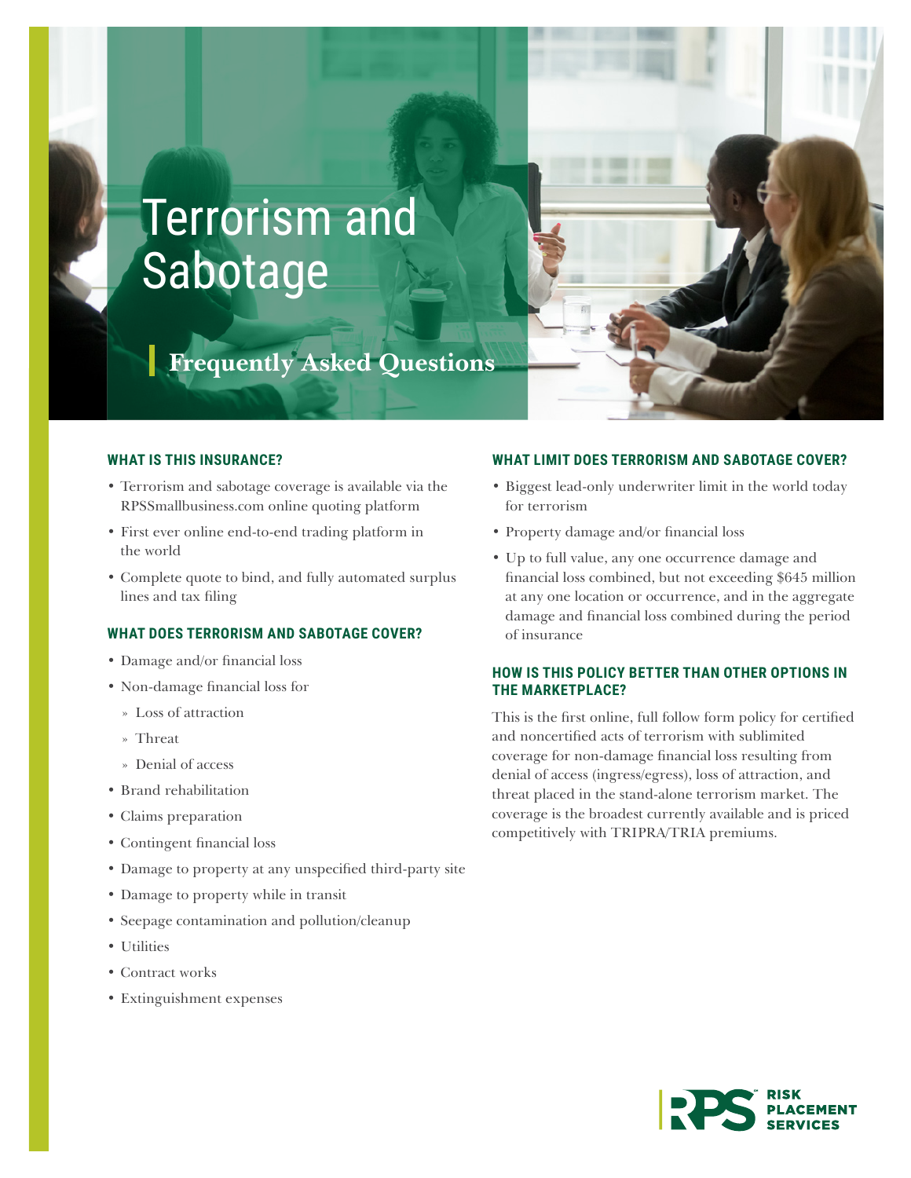# Terrorism and Sabotage

## Frequently Asked Questions

### WHAT IS THIS INSURANCE?

- Terrorism and sabotage coverage is available via the RPSSmallbusiness.com online quoting platform
- First ever online end-to-end trading platform in the world
- Complete quote to bind, and fully automated surplus lines and tax filing

### WHAT DOES TERRORISM AND SABOTAGE COVER?

- Damage and/or financial loss
- Non-damage financial loss for
  - Loss of attraction
  - Threat
  - Denial of access
- Brand rehabilitation
- Claims preparation
- Contingent financial loss
- Damage to property at any unspecified third-party site
- Damage to property while in transit
- Seepage contamination and pollution/cleanup
- Utilities
- Contract works
- Extinguishment expenses

### WHAT LIMIT DOES TERRORISM AND SABOTAGE COVER?

- Biggest lead-only underwriter limit in the world today for terrorism
- Property damage and/or financial loss
- Up to full value, any one occurrence damage and financial loss combined, but not exceeding $645 million at any one location or occurrence, and in the aggregate damage and financial loss combined during the period of insurance

### HOW IS THIS POLICY BETTER THAN OTHER OPTIONS IN THE MARKETPLACE?

This is the first online, full follow form policy for certified and noncertified acts of terrorism with sublimited coverage for non-damage financial loss resulting from denial of access (ingress/egress), loss of attraction, and threat placed in the stand-alone terrorism market. The coverage is the broadest currently available and is priced competitively with TRIPRA/TRIA premiums.

RPS RISK PLACEMENT SERVICES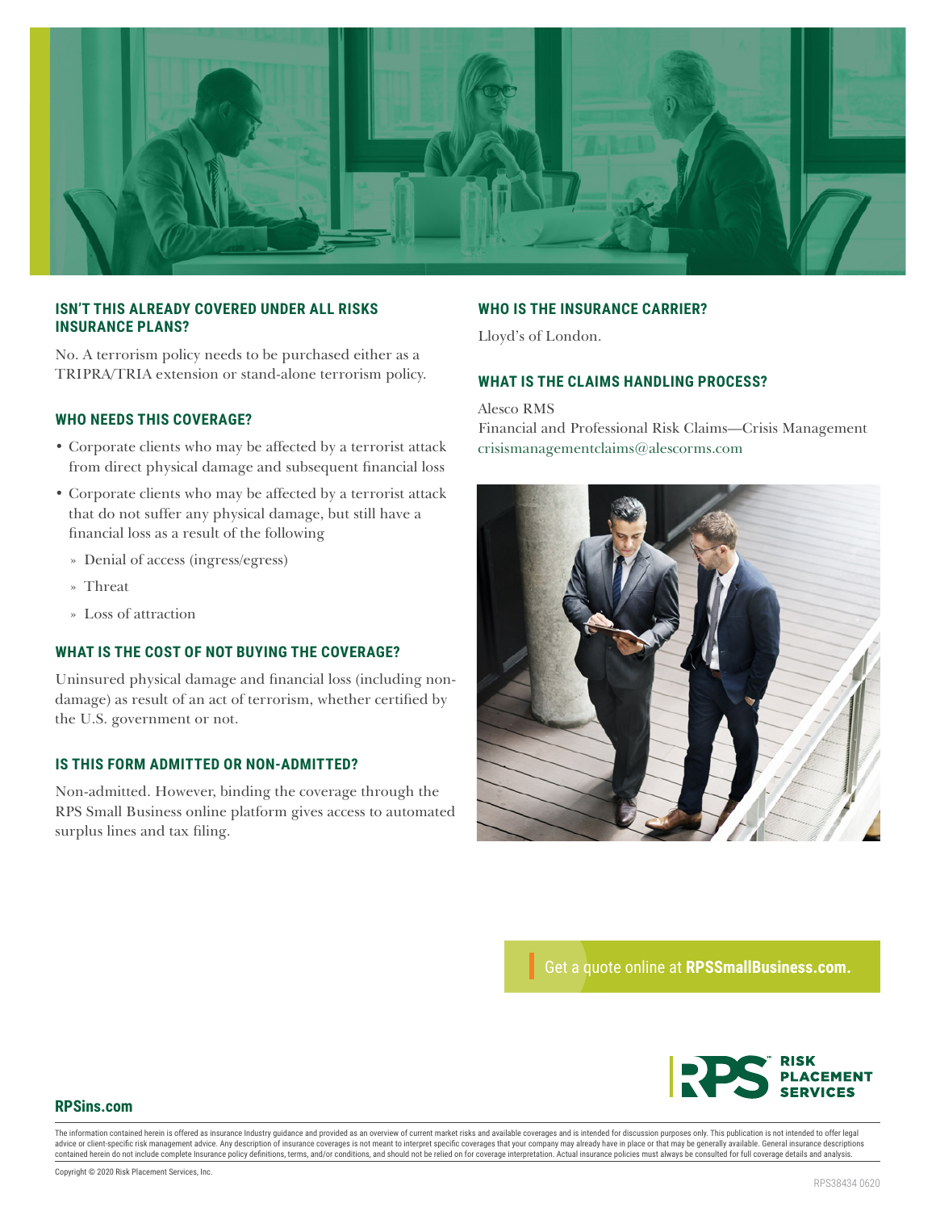## ISN'T THIS ALREADY COVERED UNDER ALL RISKS INSURANCE PLANS?

No. A terrorism policy needs to be purchased either as a TRIPRA/TRIA extension or stand-alone terrorism policy.

## WHO NEEDS THIS COVERAGE?

- Corporate clients who may be affected by a terrorist attack from direct physical damage and subsequent financial loss
- Corporate clients who may be affected by a terrorist attack that do not suffer any physical damage, but still have a financial loss as a result of the following
  - Denial of access (ingress/egress)
  - Threat
  - Loss of attraction

## WHAT IS THE COST OF NOT BUYING THE COVERAGE?

Uninsured physical damage and financial loss (including non-damage) as result of an act of terrorism, whether certified by the U.S. government or not.

## IS THIS FORM ADMITTED OR NON-ADMITTED?

Non-admitted. However, binding the coverage through the RPS Small Business online platform gives access to automated surplus lines and tax filing.

## WHO IS THE INSURANCE CARRIER?

Lloyd's of London.

## WHAT IS THE CLAIMS HANDLING PROCESS?

Alesco RMS
Financial and Professional Risk Claims—Crisis Management
crisismanagementclaims@alescorms.com

Get a quote online at **RPSSmallBusiness.com.**

RISK PLACEMENT SERVICES

**RPSins.com**

The information contained herein is offered as insurance Industry guidance and provided as an overview of current market risks and available coverages and is intended for discussion purposes only. This publication is not intended to offer legal advice or client-specific risk management advice. Any description of insurance coverages is not meant to interpret specific coverages that your company may already have in place or that may be generally available. General insurance descriptions contained herein do not include complete Insurance policy definitions, terms, and/or conditions, and should not be relied on for coverage interpretation. Actual insurance policies must always be consulted for full coverage details and analysis.

Copyright © 2020 Risk Placement Services, Inc.

RPS38434 0620